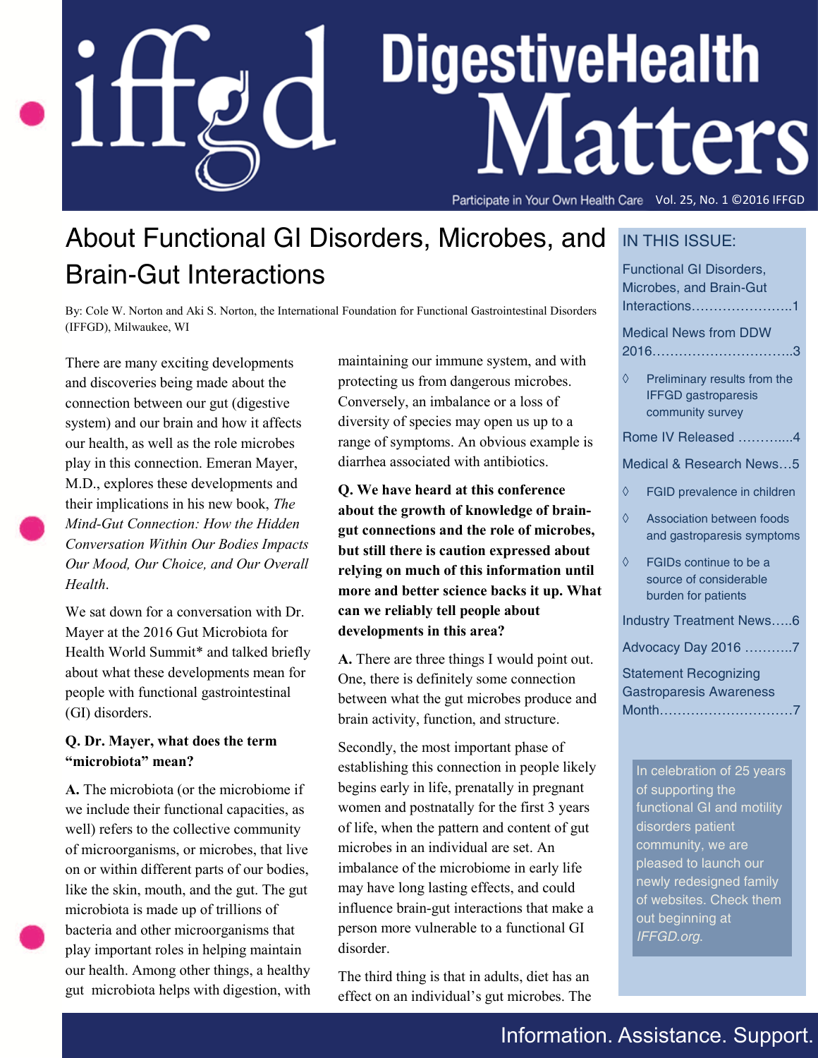# iffgd DigestiveHealth Matters

Participate in Your Own Health Care Vol. 25, No. 1 ©2016 IFFGD

## About Functional GI Disorders, Microbes, and Brain-Gut Interactions

By: Cole W. Norton and Aki S. Norton, the International Foundation for Functional Gastrointestinal Disorders (IFFGD), Milwaukee, WI

There are many exciting developments and discoveries being made about the connection between our gut (digestive system) and our brain and how it affects our health, as well as the role microbes play in this connection. Emeran Mayer, M.D., explores these developments and their implications in his new book, *The Mind-Gut Connection: How the Hidden Conversation Within Our Bodies Impacts Our Mood, Our Choice, and Our Overall Health*.

We sat down for a conversation with Dr. Mayer at the 2016 Gut Microbiota for Health World Summit* and talked briefly about what these developments mean for people with functional gastrointestinal (GI) disorders.

**Q. Dr. Mayer, what does the term "microbiota" mean?**

**A.** The microbiota (or the microbiome if we include their functional capacities, as well) refers to the collective community of microorganisms, or microbes, that live on or within different parts of our bodies, like the skin, mouth, and the gut. The gut microbiota is made up of trillions of bacteria and other microorganisms that play important roles in helping maintain our health. Among other things, a healthy gut microbiota helps with digestion, with maintaining our immune system, and with protecting us from dangerous microbes. Conversely, an imbalance or a loss of diversity of species may open us up to a range of symptoms. An obvious example is diarrhea associated with antibiotics.

**Q. We have heard at this conference about the growth of knowledge of brain-gut connections and the role of microbes, but still there is caution expressed about relying on much of this information until more and better science backs it up. What can we reliably tell people about developments in this area?**

**A.** There are three things I would point out. One, there is definitely some connection between what the gut microbes produce and brain activity, function, and structure.

Secondly, the most important phase of establishing this connection in people likely begins early in life, prenatally in pregnant women and postnatally for the first 3 years of life, when the pattern and content of gut microbes in an individual are set. An imbalance of the microbiome in early life may have long lasting effects, and could influence brain-gut interactions that make a person more vulnerable to a functional GI disorder.

The third thing is that in adults, diet has an effect on an individual's gut microbes. The

---

**IN THIS ISSUE:**

- Functional GI Disorders, Microbes, and Brain-Gut Interactions.......................1
- Medical News from DDW 2016...............................3
  - ◊ Preliminary results from the IFFGD gastroparesis community survey
- Rome IV Released ............4
- Medical & Research News…5
  - ◊ FGID prevalence in children
  - ◊ Association between foods and gastroparesis symptoms
  - ◊ FGIDs continue to be a source of considerable burden for patients
- Industry Treatment News…..6
- Advocacy Day 2016 ...........7
- Statement Recognizing Gastroparesis Awareness Month.............................7

In celebration of 25 years of supporting the functional GI and motility disorders patient community, we are pleased to launch our newly redesigned family of websites. Check them out beginning at *IFFGD.org*.

Information. Assistance. Support.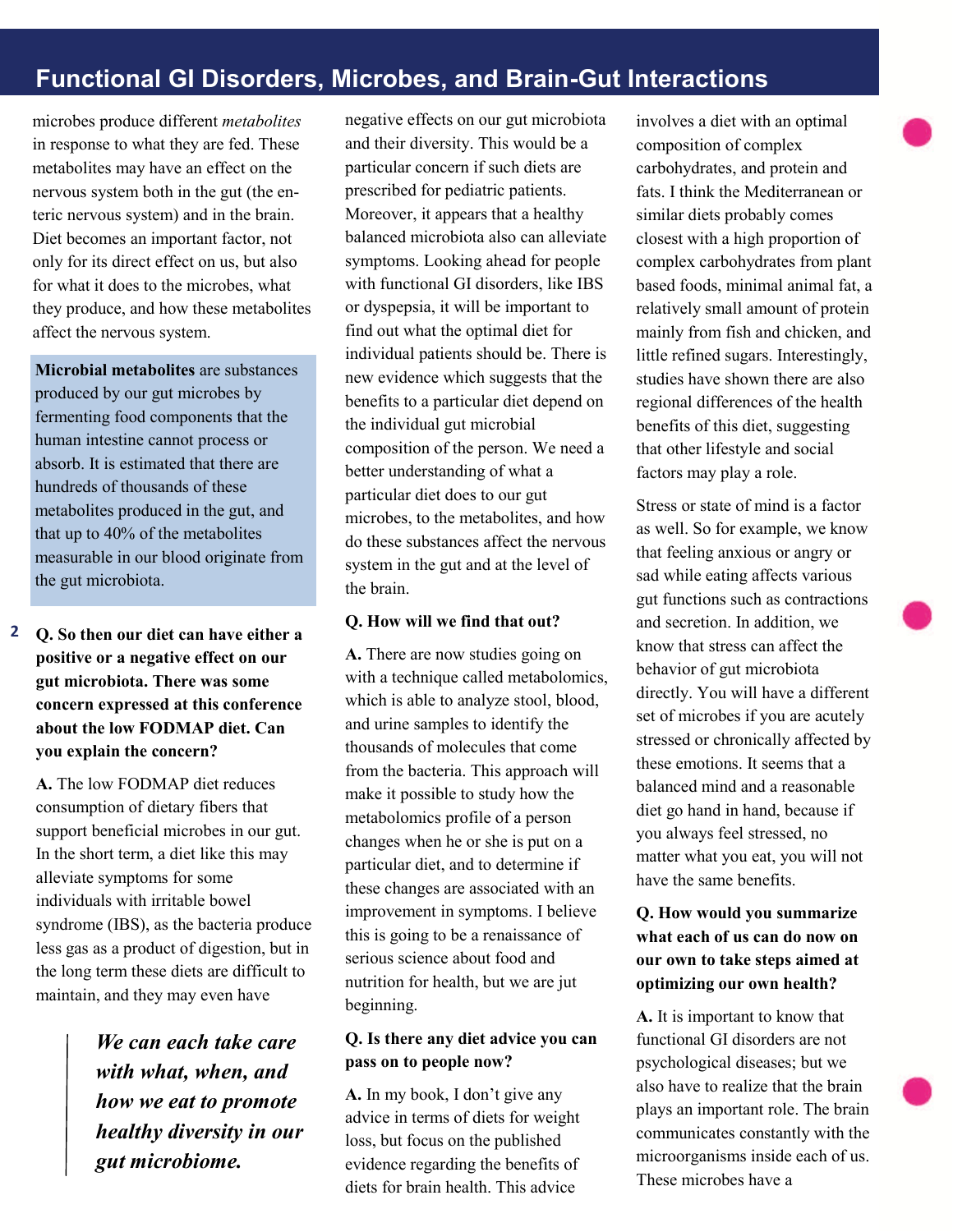microbes produce different *metabolites* in response to what they are fed. These metabolites may have an effect on the nervous system both in the gut (the enteric nervous system) and in the brain. Diet becomes an important factor, not only for its direct effect on us, but also for what it does to the microbes, what they produce, and how these metabolites affect the nervous system.

> **Microbial metabolites** are substances produced by our gut microbes by fermenting food components that the human intestine cannot process or absorb. It is estimated that there are hundreds of thousands of these metabolites produced in the gut, and that up to 40% of the metabolites measurable in our blood originate from the gut microbiota.

**Q. So then our diet can have either a positive or a negative effect on our gut microbiota. There was some concern expressed at this conference about the low FODMAP diet. Can you explain the concern?**

**A.** The low FODMAP diet reduces consumption of dietary fibers that support beneficial microbes in our gut. In the short term, a diet like this may alleviate symptoms for some individuals with irritable bowel syndrome (IBS), as the bacteria produce less gas as a product of digestion, but in the long term these diets are difficult to maintain, and they may even have negative effects on our gut microbiota and their diversity. This would be a particular concern if such diets are prescribed for pediatric patients. Moreover, it appears that a healthy balanced microbiota also can alleviate symptoms. Looking ahead for people with functional GI disorders, like IBS or dyspepsia, it will be important to find out what the optimal diet for individual patients should be. There is new evidence which suggests that the benefits to a particular diet depend on the individual gut microbial composition of the person. We need a better understanding of what a particular diet does to our gut microbes, to the metabolites, and how do these substances affect the nervous system in the gut and at the level of the brain.

> ***We can each take care with what, when, and how we eat to promote healthy diversity in our gut microbiome.***

**Q. How will we find that out?**

**A.** There are now studies going on with a technique called metabolomics, which is able to analyze stool, blood, and urine samples to identify the thousands of molecules that come from the bacteria. This approach will make it possible to study how the metabolomics profile of a person changes when he or she is put on a particular diet, and to determine if these changes are associated with an improvement in symptoms. I believe this is going to be a renaissance of serious science about food and nutrition for health, but we are jut beginning.

**Q. Is there any diet advice you can pass on to people now?**

**A.** In my book, I don't give any advice in terms of diets for weight loss, but focus on the published evidence regarding the benefits of diets for brain health. This advice involves a diet with an optimal composition of complex carbohydrates, and protein and fats. I think the Mediterranean or similar diets probably comes closest with a high proportion of complex carbohydrates from plant based foods, minimal animal fat, a relatively small amount of protein mainly from fish and chicken, and little refined sugars. Interestingly, studies have shown there are also regional differences of the health benefits of this diet, suggesting that other lifestyle and social factors may play a role.

Stress or state of mind is a factor as well. So for example, we know that feeling anxious or angry or sad while eating affects various gut functions such as contractions and secretion. In addition, we know that stress can affect the behavior of gut microbiota directly. You will have a different set of microbes if you are acutely stressed or chronically affected by these emotions. It seems that a balanced mind and a reasonable diet go hand in hand, because if you always feel stressed, no matter what you eat, you will not have the same benefits.

**Q. How would you summarize what each of us can do now on our own to take steps aimed at optimizing our own health?**

**A.** It is important to know that functional GI disorders are not psychological diseases; but we also have to realize that the brain plays an important role. The brain communicates constantly with the microorganisms inside each of us. These microbes have a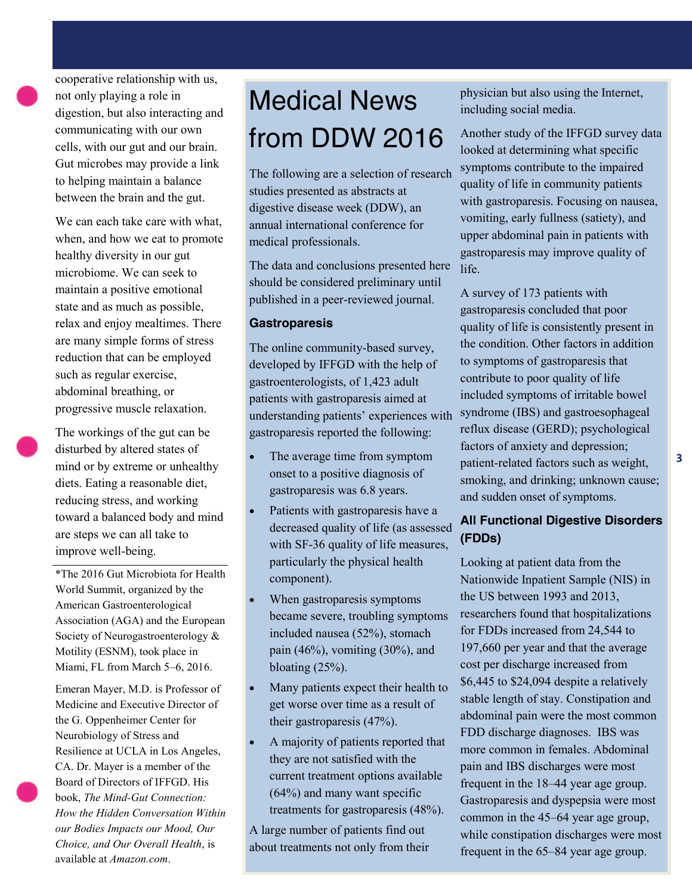cooperative relationship with us, not only playing a role in digestion, but also interacting and communicating with our own cells, with our gut and our brain. Gut microbes may provide a link to helping maintain a balance between the brain and the gut.

We can each take care with what, when, and how we eat to promote healthy diversity in our gut microbiome. We can seek to maintain a positive emotional state and as much as possible, relax and enjoy mealtimes. There are many simple forms of stress reduction that can be employed such as regular exercise, abdominal breathing, or progressive muscle relaxation.

The workings of the gut can be disturbed by altered states of mind or by extreme or unhealthy diets. Eating a reasonable diet, reducing stress, and working toward a balanced body and mind are steps we can all take to improve well-being.

---

*The 2016 Gut Microbiota for Health World Summit, organized by the American Gastroenterological Association (AGA) and the European Society of Neurogastroenterology & Motility (ESNM), took place in Miami, FL from March 5–6, 2016.

Emeran Mayer, M.D. is Professor of Medicine and Executive Director of the G. Oppenheimer Center for Neurobiology of Stress and Resilience at UCLA in Los Angeles, CA. Dr. Mayer is a member of the Board of Directors of IFFGD. His book, *The Mind-Gut Connection: How the Hidden Conversation Within our Bodies Impacts our Mood, Our Choice, and Our Overall Health*, is available at *Amazon.com*.

# Medical News from DDW 2016

The following are a selection of research studies presented as abstracts at digestive disease week (DDW), an annual international conference for medical professionals.

The data and conclusions presented here should be considered preliminary until published in a peer-reviewed journal.

### Gastroparesis

The online community-based survey, developed by IFFGD with the help of gastroenterologists, of 1,423 adult patients with gastroparesis aimed at understanding patients' experiences with gastroparesis reported the following:

- The average time from symptom onset to a positive diagnosis of gastroparesis was 6.8 years.
- Patients with gastroparesis have a decreased quality of life (as assessed with SF-36 quality of life measures, particularly the physical health component).
- When gastroparesis symptoms became severe, troubling symptoms included nausea (52%), stomach pain (46%), vomiting (30%), and bloating (25%).
- Many patients expect their health to get worse over time as a result of their gastroparesis (47%).
- A majority of patients reported that they are not satisfied with the current treatment options available (64%) and many want specific treatments for gastroparesis (48%).

A large number of patients find out about treatments not only from their physician but also using the Internet, including social media.

Another study of the IFFGD survey data looked at determining what specific symptoms contribute to the impaired quality of life in community patients with gastroparesis. Focusing on nausea, vomiting, early fullness (satiety), and upper abdominal pain in patients with gastroparesis may improve quality of life.

A survey of 173 patients with gastroparesis concluded that poor quality of life is consistently present in the condition. Other factors in addition to symptoms of gastroparesis that contribute to poor quality of life included symptoms of irritable bowel syndrome (IBS) and gastroesophageal reflux disease (GERD); psychological factors of anxiety and depression; patient-related factors such as weight, smoking, and drinking; unknown cause; and sudden onset of symptoms.

### All Functional Digestive Disorders (FDDs)

Looking at patient data from the Nationwide Inpatient Sample (NIS) in the US between 1993 and 2013, researchers found that hospitalizations for FDDs increased from 24,544 to 197,660 per year and that the average cost per discharge increased from $6,445 to $24,094 despite a relatively stable length of stay. Constipation and abdominal pain were the most common FDD discharge diagnoses. IBS was more common in females. Abdominal pain and IBS discharges were most frequent in the 18–44 year age group. Gastroparesis and dyspepsia were most common in the 45–64 year age group, while constipation discharges were most frequent in the 65–84 year age group.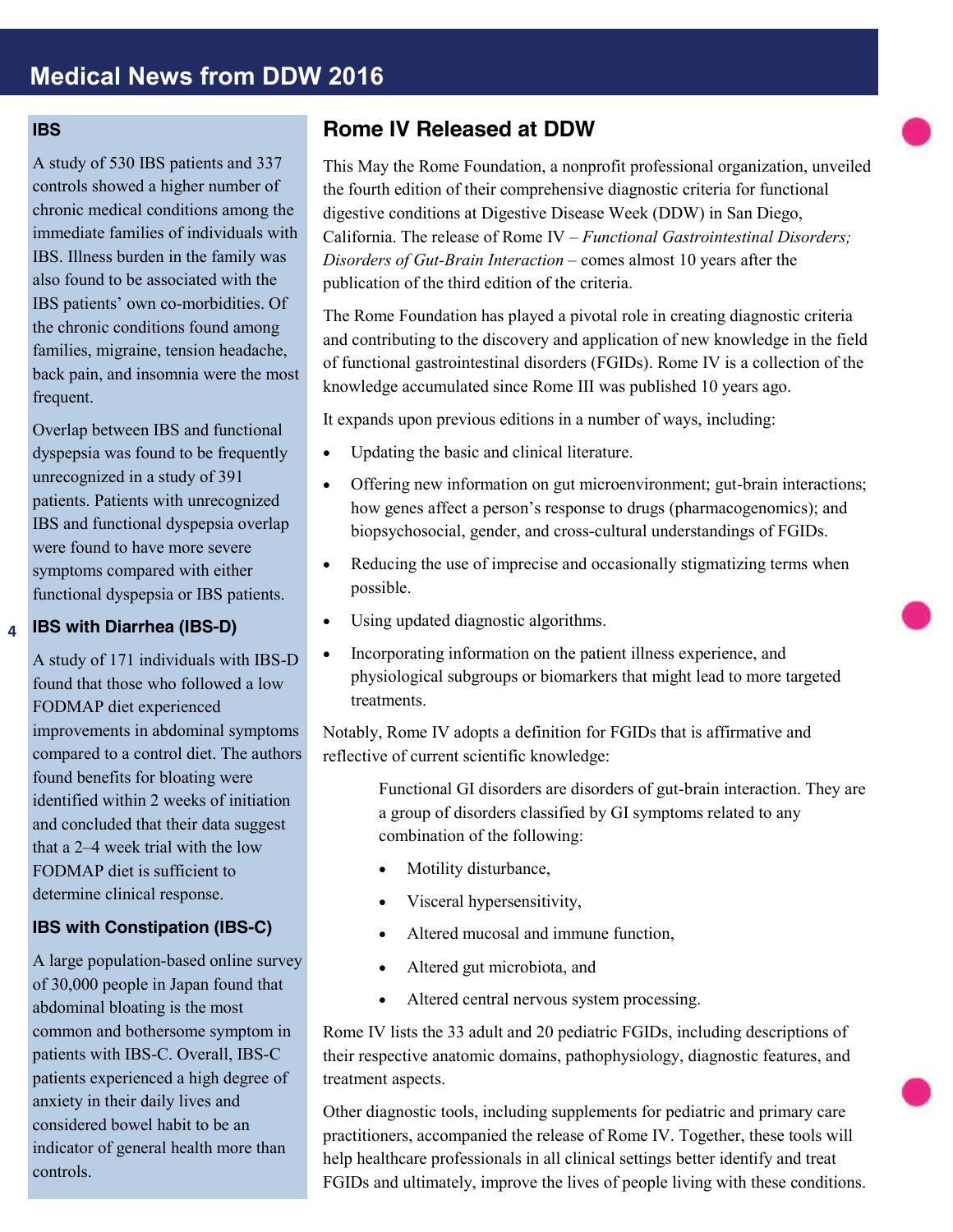# Medical News from DDW 2016

## IBS

A study of 530 IBS patients and 337 controls showed a higher number of chronic medical conditions among the immediate families of individuals with IBS. Illness burden in the family was also found to be associated with the IBS patients' own co-morbidities. Of the chronic conditions found among families, migraine, tension headache, back pain, and insomnia were the most frequent.

Overlap between IBS and functional dyspepsia was found to be frequently unrecognized in a study of 391 patients. Patients with unrecognized IBS and functional dyspepsia overlap were found to have more severe symptoms compared with either functional dyspepsia or IBS patients.

## IBS with Diarrhea (IBS-D)

A study of 171 individuals with IBS-D found that those who followed a low FODMAP diet experienced improvements in abdominal symptoms compared to a control diet. The authors found benefits for bloating were identified within 2 weeks of initiation and concluded that their data suggest that a 2–4 week trial with the low FODMAP diet is sufficient to determine clinical response.

## IBS with Constipation (IBS-C)

A large population-based online survey of 30,000 people in Japan found that abdominal bloating is the most common and bothersome symptom in patients with IBS-C. Overall, IBS-C patients experienced a high degree of anxiety in their daily lives and considered bowel habit to be an indicator of general health more than controls.

## Rome IV Released at DDW

This May the Rome Foundation, a nonprofit professional organization, unveiled the fourth edition of their comprehensive diagnostic criteria for functional digestive conditions at Digestive Disease Week (DDW) in San Diego, California. The release of Rome IV – *Functional Gastrointestinal Disorders; Disorders of Gut-Brain Interaction* – comes almost 10 years after the publication of the third edition of the criteria.

The Rome Foundation has played a pivotal role in creating diagnostic criteria and contributing to the discovery and application of new knowledge in the field of functional gastrointestinal disorders (FGIDs). Rome IV is a collection of the knowledge accumulated since Rome III was published 10 years ago.

It expands upon previous editions in a number of ways, including:

- Updating the basic and clinical literature.
- Offering new information on gut microenvironment; gut-brain interactions; how genes affect a person's response to drugs (pharmacogenomics); and biopsychosocial, gender, and cross-cultural understandings of FGIDs.
- Reducing the use of imprecise and occasionally stigmatizing terms when possible.
- Using updated diagnostic algorithms.
- Incorporating information on the patient illness experience, and physiological subgroups or biomarkers that might lead to more targeted treatments.

Notably, Rome IV adopts a definition for FGIDs that is affirmative and reflective of current scientific knowledge:

> Functional GI disorders are disorders of gut-brain interaction. They are a group of disorders classified by GI symptoms related to any combination of the following:
>
> - Motility disturbance,
> - Visceral hypersensitivity,
> - Altered mucosal and immune function,
> - Altered gut microbiota, and
> - Altered central nervous system processing.

Rome IV lists the 33 adult and 20 pediatric FGIDs, including descriptions of their respective anatomic domains, pathophysiology, diagnostic features, and treatment aspects.

Other diagnostic tools, including supplements for pediatric and primary care practitioners, accompanied the release of Rome IV. Together, these tools will help healthcare professionals in all clinical settings better identify and treat FGIDs and ultimately, improve the lives of people living with these conditions.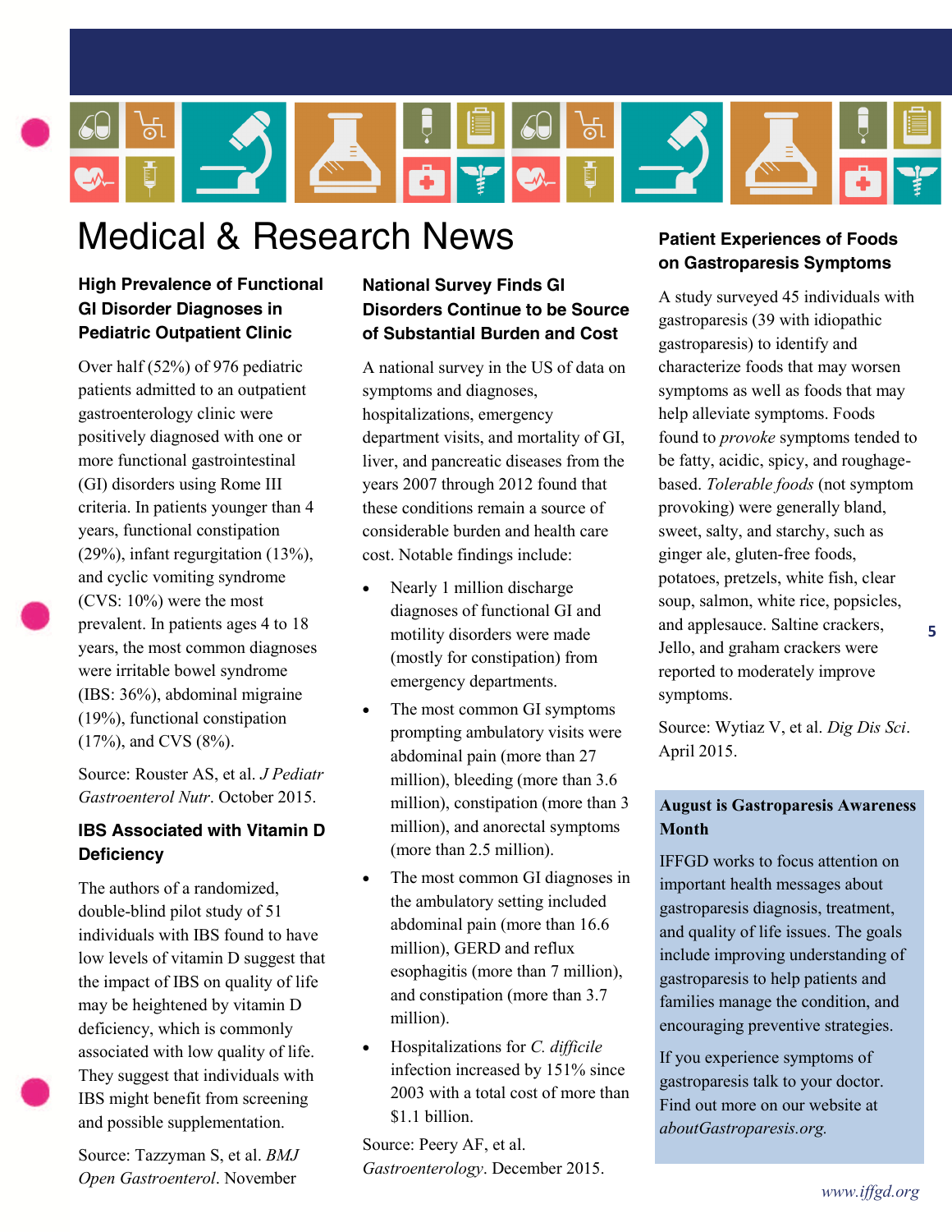# Medical & Research News

### High Prevalence of Functional GI Disorder Diagnoses in Pediatric Outpatient Clinic

Over half (52%) of 976 pediatric patients admitted to an outpatient gastroenterology clinic were positively diagnosed with one or more functional gastrointestinal (GI) disorders using Rome III criteria. In patients younger than 4 years, functional constipation (29%), infant regurgitation (13%), and cyclic vomiting syndrome (CVS: 10%) were the most prevalent. In patients ages 4 to 18 years, the most common diagnoses were irritable bowel syndrome (IBS: 36%), abdominal migraine (19%), functional constipation (17%), and CVS (8%).

Source: Rouster AS, et al. *J Pediatr Gastroenterol Nutr*. October 2015.

### IBS Associated with Vitamin D Deficiency

The authors of a randomized, double-blind pilot study of 51 individuals with IBS found to have low levels of vitamin D suggest that the impact of IBS on quality of life may be heightened by vitamin D deficiency, which is commonly associated with low quality of life. They suggest that individuals with IBS might benefit from screening and possible supplementation.

Source: Tazzyman S, et al. *BMJ Open Gastroenterol*. November

### National Survey Finds GI Disorders Continue to be Source of Substantial Burden and Cost

A national survey in the US of data on symptoms and diagnoses, hospitalizations, emergency department visits, and mortality of GI, liver, and pancreatic diseases from the years 2007 through 2012 found that these conditions remain a source of considerable burden and health care cost. Notable findings include:

- Nearly 1 million discharge diagnoses of functional GI and motility disorders were made (mostly for constipation) from emergency departments.
- The most common GI symptoms prompting ambulatory visits were abdominal pain (more than 27 million), bleeding (more than 3.6 million), constipation (more than 3 million), and anorectal symptoms (more than 2.5 million).
- The most common GI diagnoses in the ambulatory setting included abdominal pain (more than 16.6 million), GERD and reflux esophagitis (more than 7 million), and constipation (more than 3.7 million).
- Hospitalizations for *C. difficile* infection increased by 151% since 2003 with a total cost of more than $1.1 billion.

Source: Peery AF, et al. *Gastroenterology*. December 2015.

### Patient Experiences of Foods on Gastroparesis Symptoms

A study surveyed 45 individuals with gastroparesis (39 with idiopathic gastroparesis) to identify and characterize foods that may worsen symptoms as well as foods that may help alleviate symptoms. Foods found to *provoke* symptoms tended to be fatty, acidic, spicy, and roughage-based. *Tolerable foods* (not symptom provoking) were generally bland, sweet, salty, and starchy, such as ginger ale, gluten-free foods, potatoes, pretzels, white fish, clear soup, salmon, white rice, popsicles, and applesauce. Saltine crackers, Jello, and graham crackers were reported to moderately improve symptoms.

Source: Wytiaz V, et al. *Dig Dis Sci*. April 2015.

**August is Gastroparesis Awareness Month**

IFFGD works to focus attention on important health messages about gastroparesis diagnosis, treatment, and quality of life issues. The goals include improving understanding of gastroparesis to help patients and families manage the condition, and encouraging preventive strategies.

If you experience symptoms of gastroparesis talk to your doctor. Find out more on our website at *aboutGastroparesis.org.*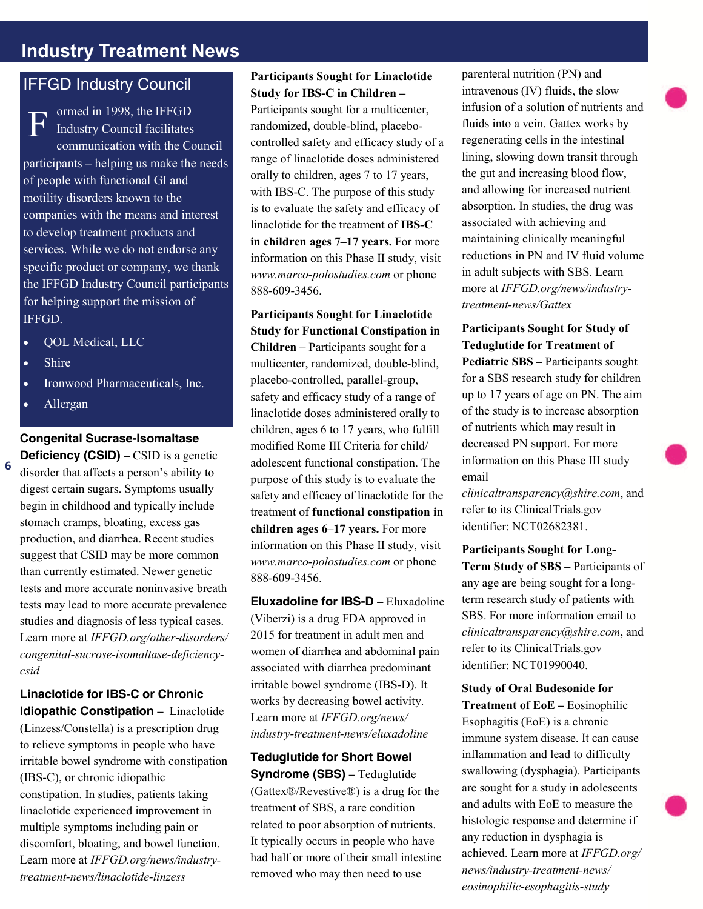# Industry Treatment News

## IFFGD Industry Council

Formed in 1998, the IFFGD Industry Council facilitates communication with the Council participants – helping us make the needs of people with functional GI and motility disorders known to the companies with the means and interest to develop treatment products and services. While we do not endorse any specific product or company, we thank the IFFGD Industry Council participants for helping support the mission of IFFGD.

- QOL Medical, LLC
- Shire
- Ironwood Pharmaceuticals, Inc.
- Allergan

**Congenital Sucrase-Isomaltase Deficiency (CSID)** – CSID is a genetic disorder that affects a person's ability to digest certain sugars. Symptoms usually begin in childhood and typically include stomach cramps, bloating, excess gas production, and diarrhea. Recent studies suggest that CSID may be more common than currently estimated. Newer genetic tests and more accurate noninvasive breath tests may lead to more accurate prevalence studies and diagnosis of less typical cases. Learn more at *IFFGD.org/other-disorders/congenital-sucrose-isomaltase-deficiency-csid*

**Linaclotide for IBS-C or Chronic Idiopathic Constipation** – Linaclotide (Linzess/Constella) is a prescription drug to relieve symptoms in people who have irritable bowel syndrome with constipation (IBS-C), or chronic idiopathic constipation. In studies, patients taking linaclotide experienced improvement in multiple symptoms including pain or discomfort, bloating, and bowel function. Learn more at *IFFGD.org/news/industry-treatment-news/linaclotide-linzess*

**Participants Sought for Linaclotide Study for IBS-C in Children** – Participants sought for a multicenter, randomized, double-blind, placebo-controlled safety and efficacy study of a range of linaclotide doses administered orally to children, ages 7 to 17 years, with IBS-C. The purpose of this study is to evaluate the safety and efficacy of linaclotide for the treatment of **IBS-C in children ages 7–17 years.** For more information on this Phase II study, visit *www.marco-polostudies.com* or phone 888-609-3456.

**Participants Sought for Linaclotide Study for Functional Constipation in Children** – Participants sought for a multicenter, randomized, double-blind, placebo-controlled, parallel-group, safety and efficacy study of a range of linaclotide doses administered orally to children, ages 6 to 17 years, who fulfill modified Rome III Criteria for child/adolescent functional constipation. The purpose of this study is to evaluate the safety and efficacy of linaclotide for the treatment of **functional constipation in children ages 6–17 years.** For more information on this Phase II study, visit *www.marco-polostudies.com* or phone 888-609-3456.

**Eluxadoline for IBS-D** – Eluxadoline (Viberzi) is a drug FDA approved in 2015 for treatment in adult men and women of diarrhea and abdominal pain associated with diarrhea predominant irritable bowel syndrome (IBS-D). It works by decreasing bowel activity. Learn more at *IFFGD.org/news/industry-treatment-news/eluxadoline*

**Teduglutide for Short Bowel Syndrome (SBS)** – Teduglutide (Gattex®/Revestive®) is a drug for the treatment of SBS, a rare condition related to poor absorption of nutrients. It typically occurs in people who have had half or more of their small intestine removed who may then need to use parenteral nutrition (PN) and intravenous (IV) fluids, the slow infusion of a solution of nutrients and fluids into a vein. Gattex works by regenerating cells in the intestinal lining, slowing down transit through the gut and increasing blood flow, and allowing for increased nutrient absorption. In studies, the drug was associated with achieving and maintaining clinically meaningful reductions in PN and IV fluid volume in adult subjects with SBS. Learn more at *IFFGD.org/news/industry-treatment-news/Gattex*

**Participants Sought for Study of Teduglutide for Treatment of Pediatric SBS** – Participants sought for a SBS research study for children up to 17 years of age on PN. The aim of the study is to increase absorption of nutrients which may result in decreased PN support. For more information on this Phase III study email *clinicaltransparency@shire.com*, and refer to its ClinicalTrials.gov identifier: NCT02682381.

**Participants Sought for Long-Term Study of SBS** – Participants of any age are being sought for a long-term research study of patients with SBS. For more information email to *clinicaltransparency@shire.com*, and refer to its ClinicalTrials.gov identifier: NCT01990040.

**Study of Oral Budesonide for Treatment of EoE** – Eosinophilic Esophagitis (EoE) is a chronic immune system disease. It can cause inflammation and lead to difficulty swallowing (dysphagia). Participants are sought for a study in adolescents and adults with EoE to measure the histologic response and determine if any reduction in dysphagia is achieved. Learn more at *IFFGD.org/news/industry-treatment-news/eosinophilic-esophagitis-study*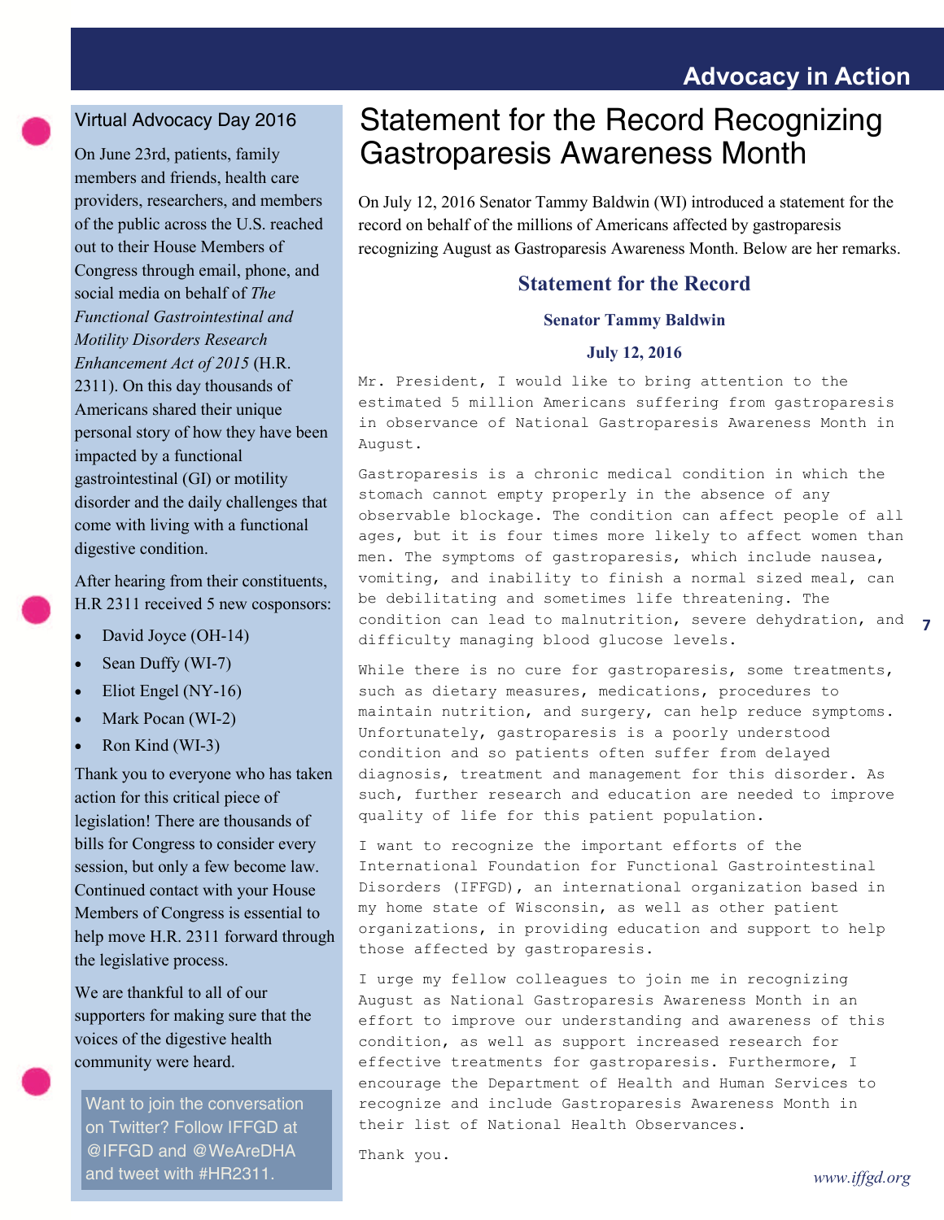## Virtual Advocacy Day 2016

On June 23rd, patients, family members and friends, health care providers, researchers, and members of the public across the U.S. reached out to their House Members of Congress through email, phone, and social media on behalf of *The Functional Gastrointestinal and Motility Disorders Research Enhancement Act of 2015* (H.R. 2311). On this day thousands of Americans shared their unique personal story of how they have been impacted by a functional gastrointestinal (GI) or motility disorder and the daily challenges that come with living with a functional digestive condition.

After hearing from their constituents, H.R 2311 received 5 new cosponsors:

- David Joyce (OH-14)
- Sean Duffy (WI-7)
- Eliot Engel (NY-16)
- Mark Pocan (WI-2)
- Ron Kind (WI-3)

Thank you to everyone who has taken action for this critical piece of legislation! There are thousands of bills for Congress to consider every session, but only a few become law. Continued contact with your House Members of Congress is essential to help move H.R. 2311 forward through the legislative process.

We are thankful to all of our supporters for making sure that the voices of the digestive health community were heard.

Want to join the conversation on Twitter? Follow IFFGD at @IFFGD and @WeAreDHA and tweet with #HR2311.

# Statement for the Record Recognizing Gastroparesis Awareness Month

On July 12, 2016 Senator Tammy Baldwin (WI) introduced a statement for the record on behalf of the millions of Americans affected by gastroparesis recognizing August as Gastroparesis Awareness Month. Below are her remarks.

### Statement for the Record

**Senator Tammy Baldwin**

**July 12, 2016**

Mr. President, I would like to bring attention to the estimated 5 million Americans suffering from gastroparesis in observance of National Gastroparesis Awareness Month in August.

Gastroparesis is a chronic medical condition in which the stomach cannot empty properly in the absence of any observable blockage. The condition can affect people of all ages, but it is four times more likely to affect women than men. The symptoms of gastroparesis, which include nausea, vomiting, and inability to finish a normal sized meal, can be debilitating and sometimes life threatening. The condition can lead to malnutrition, severe dehydration, and difficulty managing blood glucose levels.

While there is no cure for gastroparesis, some treatments, such as dietary measures, medications, procedures to maintain nutrition, and surgery, can help reduce symptoms. Unfortunately, gastroparesis is a poorly understood condition and so patients often suffer from delayed diagnosis, treatment and management for this disorder. As such, further research and education are needed to improve quality of life for this patient population.

I want to recognize the important efforts of the International Foundation for Functional Gastrointestinal Disorders (IFFGD), an international organization based in my home state of Wisconsin, as well as other patient organizations, in providing education and support to help those affected by gastroparesis.

I urge my fellow colleagues to join me in recognizing August as National Gastroparesis Awareness Month in an effort to improve our understanding and awareness of this condition, as well as support increased research for effective treatments for gastroparesis. Furthermore, I encourage the Department of Health and Human Services to recognize and include Gastroparesis Awareness Month in their list of National Health Observances.

Thank you.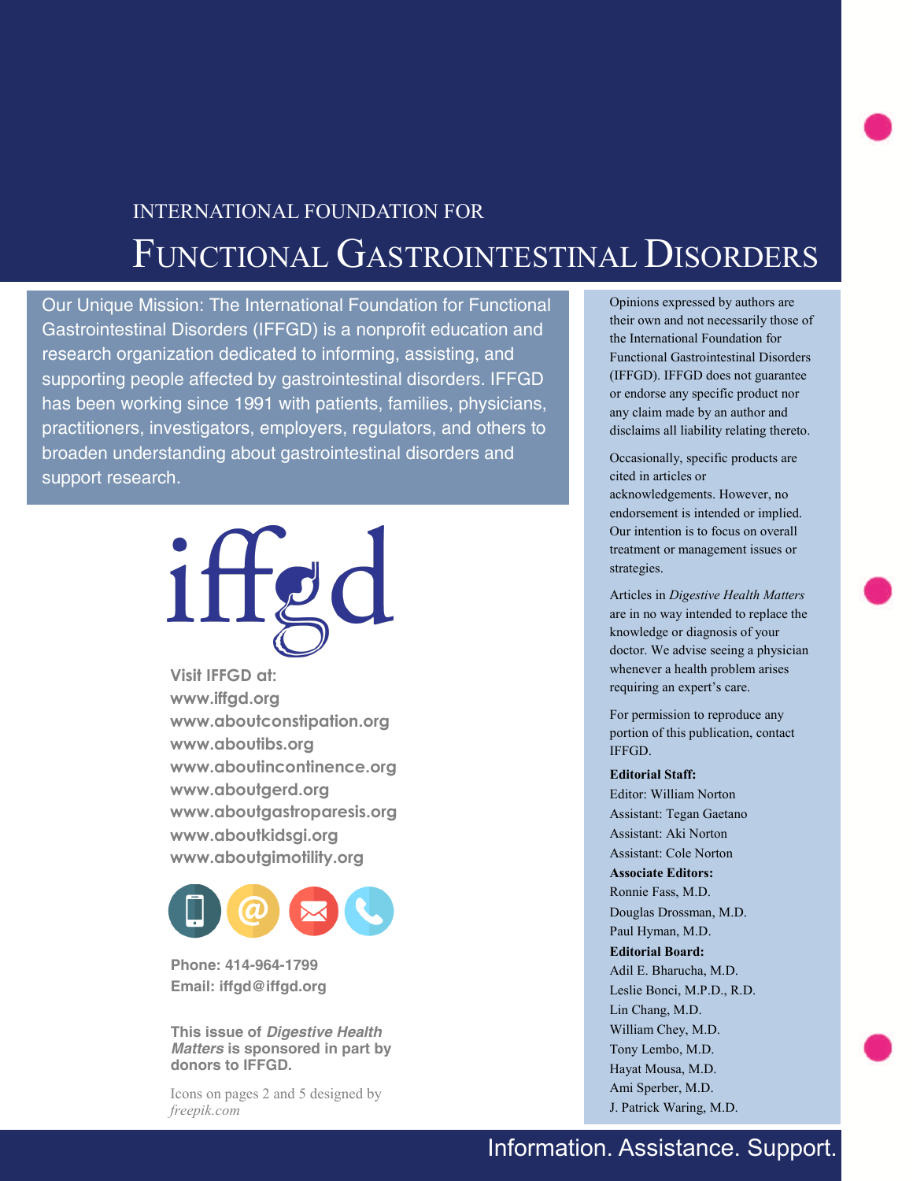INTERNATIONAL FOUNDATION FOR

# FUNCTIONAL GASTROINTESTINAL DISORDERS

Our Unique Mission: The International Foundation for Functional Gastrointestinal Disorders (IFFGD) is a nonprofit education and research organization dedicated to informing, assisting, and supporting people affected by gastrointestinal disorders. IFFGD has been working since 1991 with patients, families, physicians, practitioners, investigators, employers, regulators, and others to broaden understanding about gastrointestinal disorders and support research.

iffgd

**Visit IFFGD at:**
**www.iffgd.org**
**www.aboutconstipation.org**
**www.aboutibs.org**
**www.aboutincontinence.org**
**www.aboutgerd.org**
**www.aboutgastroparesis.org**
**www.aboutkidsgi.org**
**www.aboutgimotility.org**

**Phone: 414-964-1799**
**Email: iffgd@iffgd.org**

**This issue of *Digestive Health Matters* is sponsored in part by donors to IFFGD.**

Icons on pages 2 and 5 designed by *freepik.com*

Opinions expressed by authors are their own and not necessarily those of the International Foundation for Functional Gastrointestinal Disorders (IFFGD). IFFGD does not guarantee or endorse any specific product nor any claim made by an author and disclaims all liability relating thereto.

Occasionally, specific products are cited in articles or acknowledgements. However, no endorsement is intended or implied. Our intention is to focus on overall treatment or management issues or strategies.

Articles in *Digestive Health Matters* are in no way intended to replace the knowledge or diagnosis of your doctor. We advise seeing a physician whenever a health problem arises requiring an expert's care.

For permission to reproduce any portion of this publication, contact IFFGD.

**Editorial Staff:**
Editor: William Norton
Assistant: Tegan Gaetano
Assistant: Aki Norton
Assistant: Cole Norton

**Associate Editors:**
Ronnie Fass, M.D.
Douglas Drossman, M.D.
Paul Hyman, M.D.

**Editorial Board:**
Adil E. Bharucha, M.D.
Leslie Bonci, M.P.D., R.D.
Lin Chang, M.D.
William Chey, M.D.
Tony Lembo, M.D.
Hayat Mousa, M.D.
Ami Sperber, M.D.
J. Patrick Waring, M.D.

Information. Assistance. Support.